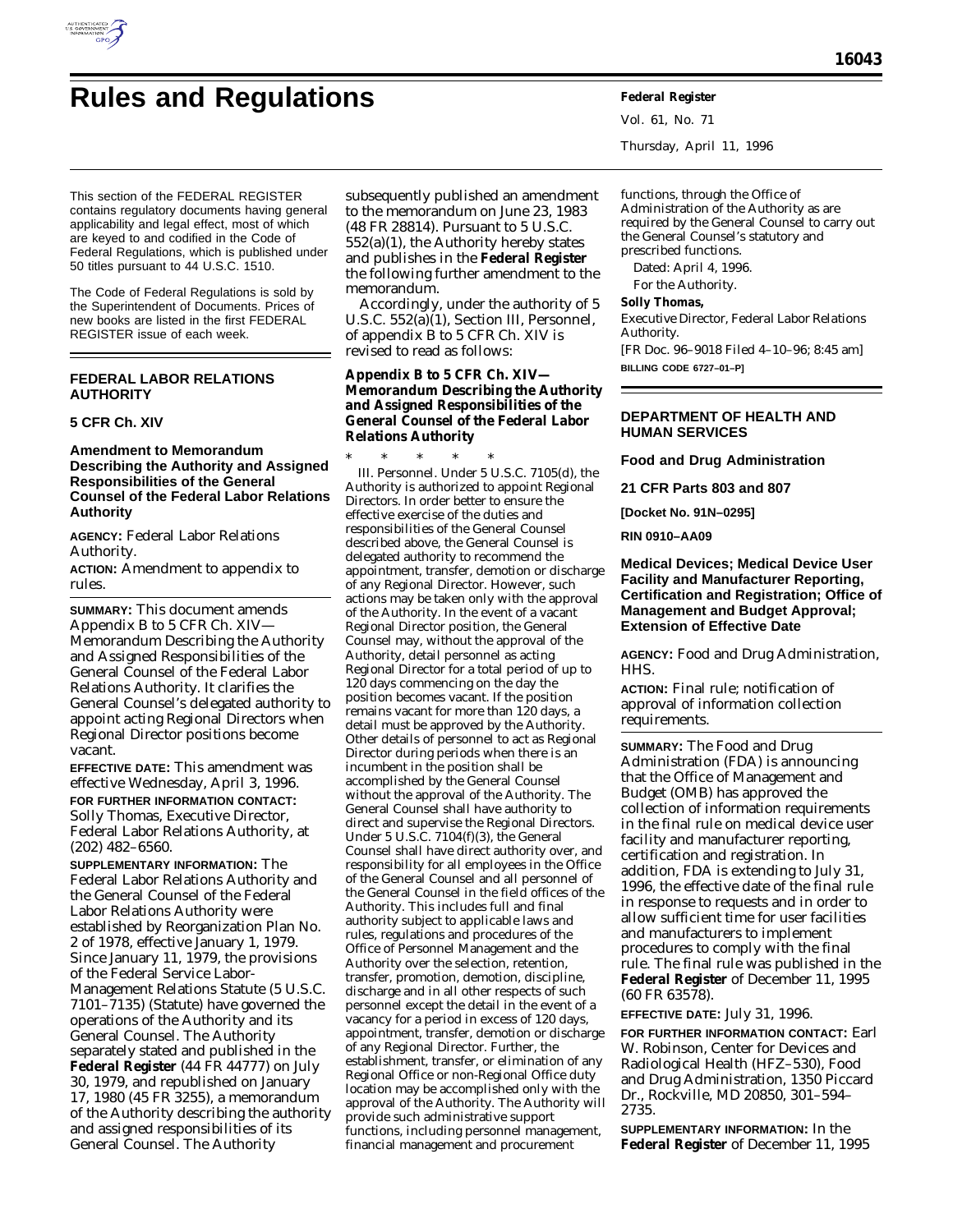# Rules and Regulations

This section of the FEDERAL REGISTER contains regulatory documents having general applicability and legal effect, most of which are keyed to and codified in the Code of Federal Regulations, which is published under 50 titles pursuant to 44 U.S.C. 1510.

The Code of Federal Regulations is sold by the Superintendent of Documents. Prices of new books are listed in the first FEDERAL REGISTER issue of each week.

## FEDERAL LABOR RELATIONS AUTHORITY

### 5 CFR Ch. XIV

### Amendment to Memorandum Describing the Authority and Assigned Responsibilities of the General Counsel of the Federal Labor Relations Authority

**AGENCY:** Federal Labor Relations Authority.

**ACTION:** Amendment to appendix to rules.

**SUMMARY:** This document amends Appendix B to 5 CFR Ch. XIV—Memorandum Describing the Authority and Assigned Responsibilities of the General Counsel of the Federal Labor Relations Authority. It clarifies the General Counsel's delegated authority to appoint acting Regional Directors when Regional Director positions become vacant.

**EFFECTIVE DATE:** This amendment was effective Wednesday, April 3, 1996.

**FOR FURTHER INFORMATION CONTACT:** Solly Thomas, Executive Director, Federal Labor Relations Authority, at (202) 482–6560.

**SUPPLEMENTARY INFORMATION:** The Federal Labor Relations Authority and the General Counsel of the Federal Labor Relations Authority were established by Reorganization Plan No. 2 of 1978, effective January 1, 1979. Since January 11, 1979, the provisions of the Federal Service Labor-Management Relations Statute (5 U.S.C. 7101–7135) (Statute) have governed the operations of the Authority and its General Counsel. The Authority separately stated and published in the **Federal Register** (44 FR 44777) on July 30, 1979, and republished on January 17, 1980 (45 FR 3255), a memorandum of the Authority describing the authority and assigned responsibilities of its General Counsel. The Authority subsequently published an amendment to the memorandum on June 23, 1983 (48 FR 28814). Pursuant to 5 U.S.C. 552(a)(1), the Authority hereby states and publishes in the **Federal Register** the following further amendment to the memorandum.

Accordingly, under the authority of 5 U.S.C. 552(a)(1), Section III, Personnel, of appendix B to 5 CFR Ch. XIV is revised to read as follows:

**Appendix B to 5 CFR Ch. XIV—Memorandum Describing the Authority and Assigned Responsibilities of the General Counsel of the Federal Labor Relations Authority**

\* \* \* \* \*

III. Personnel. Under 5 U.S.C. 7105(d), the Authority is authorized to appoint Regional Directors. In order better to ensure the effective exercise of the duties and responsibilities of the General Counsel described above, the General Counsel is delegated authority to recommend the appointment, transfer, demotion or discharge of any Regional Director. However, such actions may be taken only with the approval of the Authority. In the event of a vacant Regional Director position, the General Counsel may, without the approval of the Authority, detail personnel as acting Regional Director for a total period of up to 120 days commencing on the day the position becomes vacant. If the position remains vacant for more than 120 days, a detail must be approved by the Authority. Other details of personnel to act as Regional Director during periods when there is an incumbent in the position shall be accomplished by the General Counsel without the approval of the Authority. The General Counsel shall have authority to direct and supervise the Regional Directors. Under 5 U.S.C. 7104(f)(3), the General Counsel shall have direct authority over, and responsibility for all employees in the Office of the General Counsel and all personnel of the General Counsel in the field offices of the Authority. This includes full and final authority subject to applicable laws and rules, regulations and procedures of the Office of Personnel Management and the Authority over the selection, retention, transfer, promotion, demotion, discipline, discharge and in all other respects of such personnel except the detail in the event of a vacancy for a period in excess of 120 days, appointment, transfer, demotion or discharge of any Regional Director. Further, the establishment, transfer, or elimination of any Regional Office or non-Regional Office duty location may be accomplished only with the approval of the Authority. The Authority will provide such administrative support functions, including personnel management, financial management and procurement functions, through the Office of Administration of the Authority as are required by the General Counsel to carry out the General Counsel's statutory and prescribed functions.

Dated: April 4, 1996.

For the Authority.

**Solly Thomas,**

*Executive Director, Federal Labor Relations Authority.*

[FR Doc. 96–9018 Filed 4–10–96; 8:45 am]

**BILLING CODE 6727–01–P]**

## DEPARTMENT OF HEALTH AND HUMAN SERVICES

### Food and Drug Administration

### 21 CFR Parts 803 and 807

**[Docket No. 91N–0295]**

**RIN 0910–AA09**

### Medical Devices; Medical Device User Facility and Manufacturer Reporting, Certification and Registration; Office of Management and Budget Approval; Extension of Effective Date

**AGENCY:** Food and Drug Administration, HHS.

**ACTION:** Final rule; notification of approval of information collection requirements.

**SUMMARY:** The Food and Drug Administration (FDA) is announcing that the Office of Management and Budget (OMB) has approved the collection of information requirements in the final rule on medical device user facility and manufacturer reporting, certification and registration. In addition, FDA is extending to July 31, 1996, the effective date of the final rule in response to requests and in order to allow sufficient time for user facilities and manufacturers to implement procedures to comply with the final rule. The final rule was published in the **Federal Register** of December 11, 1995 (60 FR 63578).

**EFFECTIVE DATE:** July 31, 1996.

**FOR FURTHER INFORMATION CONTACT:** Earl W. Robinson, Center for Devices and Radiological Health (HFZ–530), Food and Drug Administration, 1350 Piccard Dr., Rockville, MD 20850, 301–594–2735.

**SUPPLEMENTARY INFORMATION:** In the **Federal Register** of December 11, 1995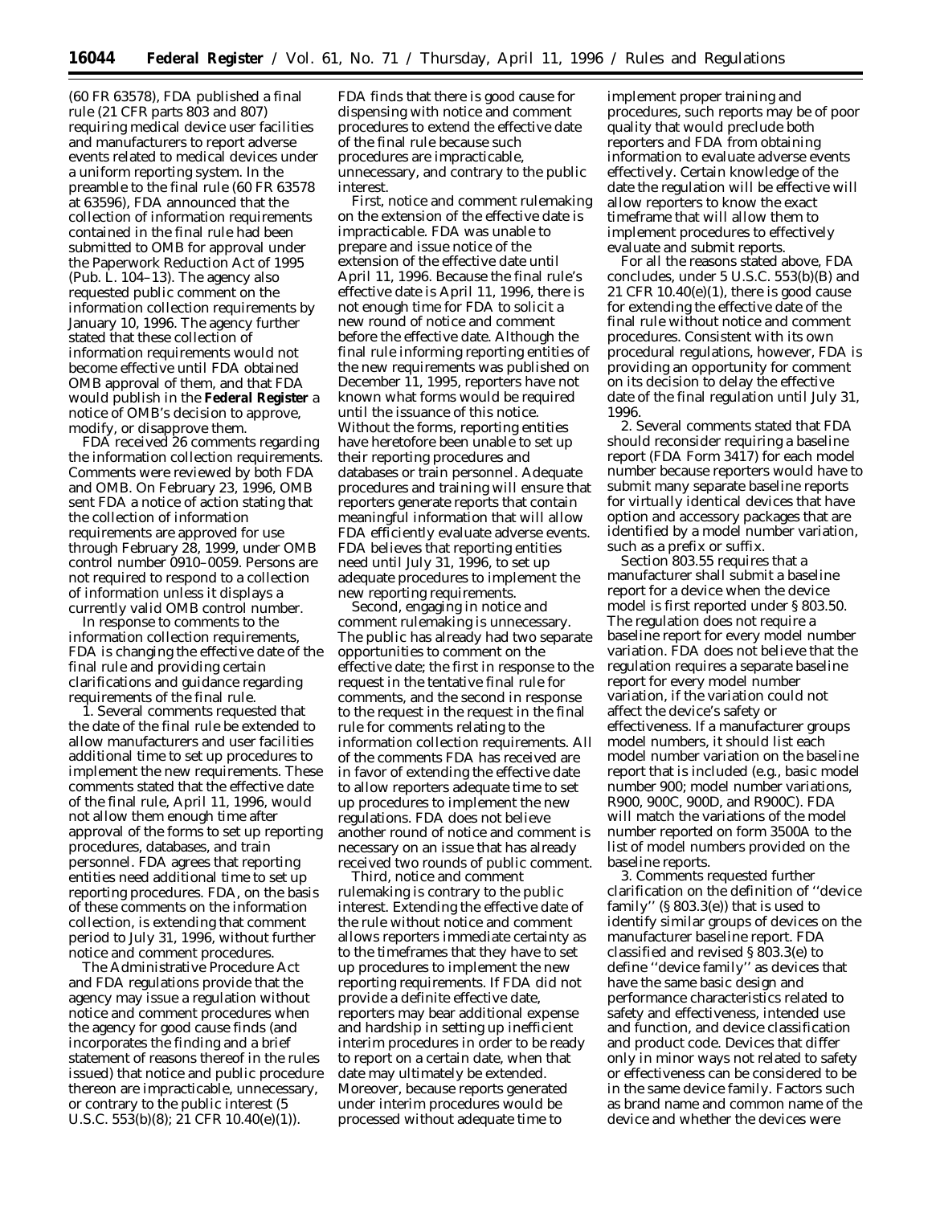(60 FR 63578), FDA published a final rule (21 CFR parts 803 and 807) requiring medical device user facilities and manufacturers to report adverse events related to medical devices under a uniform reporting system. In the preamble to the final rule (60 FR 63578 at 63596), FDA announced that the collection of information requirements contained in the final rule had been submitted to OMB for approval under the Paperwork Reduction Act of 1995 (Pub. L. 104–13). The agency also requested public comment on the information collection requirements by January 10, 1996. The agency further stated that these collection of information requirements would not become effective until FDA obtained OMB approval of them, and that FDA would publish in the **Federal Register** a notice of OMB's decision to approve, modify, or disapprove them.

FDA received 26 comments regarding the information collection requirements. Comments were reviewed by both FDA and OMB. On February 23, 1996, OMB sent FDA a notice of action stating that the collection of information requirements are approved for use through February 28, 1999, under OMB control number 0910–0059. Persons are not required to respond to a collection of information unless it displays a currently valid OMB control number.

In response to comments to the information collection requirements, FDA is changing the effective date of the final rule and providing certain clarifications and guidance regarding requirements of the final rule.

1. Several comments requested that the date of the final rule be extended to allow manufacturers and user facilities additional time to set up procedures to implement the new requirements. These comments stated that the effective date of the final rule, April 11, 1996, would not allow them enough time after approval of the forms to set up reporting procedures, databases, and train personnel. FDA agrees that reporting entities need additional time to set up reporting procedures. FDA, on the basis of these comments on the information collection, is extending that comment period to July 31, 1996, without further notice and comment procedures.

The Administrative Procedure Act and FDA regulations provide that the agency may issue a regulation without notice and comment procedures when the agency for good cause finds (and incorporates the finding and a brief statement of reasons thereof in the rules issued) that notice and public procedure thereon are impracticable, unnecessary, or contrary to the public interest (5 U.S.C. 553(b)(8); 21 CFR 10.40(e)(1)). FDA finds that there is good cause for dispensing with notice and comment procedures to extend the effective date of the final rule because such procedures are impracticable, unnecessary, and contrary to the public interest.

First, notice and comment rulemaking on the extension of the effective date is impracticable. FDA was unable to prepare and issue notice of the extension of the effective date until April 11, 1996. Because the final rule's effective date is April 11, 1996, there is not enough time for FDA to solicit a new round of notice and comment before the effective date. Although the final rule informing reporting entities of the new requirements was published on December 11, 1995, reporters have not known what forms would be required until the issuance of this notice. Without the forms, reporting entities have heretofore been unable to set up their reporting procedures and databases or train personnel. Adequate procedures and training will ensure that reporters generate reports that contain meaningful information that will allow FDA efficiently evaluate adverse events. FDA believes that reporting entities need until July 31, 1996, to set up adequate procedures to implement the new reporting requirements.

Second, engaging in notice and comment rulemaking is unnecessary. The public has already had two separate opportunities to comment on the effective date; the first in response to the request in the tentative final rule for comments, and the second in response to the request in the request in the final rule for comments relating to the information collection requirements. All of the comments FDA has received are in favor of extending the effective date to allow reporters adequate time to set up procedures to implement the new regulations. FDA does not believe another round of notice and comment is necessary on an issue that has already received two rounds of public comment.

Third, notice and comment rulemaking is contrary to the public interest. Extending the effective date of the rule without notice and comment allows reporters immediate certainty as to the timeframes that they have to set up procedures to implement the new reporting requirements. If FDA did not provide a definite effective date, reporters may bear additional expense and hardship in setting up inefficient interim procedures in order to be ready to report on a certain date, when that date may ultimately be extended. Moreover, because reports generated under interim procedures would be processed without adequate time to implement proper training and procedures, such reports may be of poor quality that would preclude both reporters and FDA from obtaining information to evaluate adverse events effectively. Certain knowledge of the date the regulation will be effective will allow reporters to know the exact timeframe that will allow them to implement procedures to effectively evaluate and submit reports.

For all the reasons stated above, FDA concludes, under 5 U.S.C. 553(b)(B) and 21 CFR 10.40(e)(1), there is good cause for extending the effective date of the final rule without notice and comment procedures. Consistent with its own procedural regulations, however, FDA is providing an opportunity for comment on its decision to delay the effective date of the final regulation until July 31, 1996.

2. Several comments stated that FDA should reconsider requiring a baseline report (FDA Form 3417) for each model number because reporters would have to submit many separate baseline reports for virtually identical devices that have option and accessory packages that are identified by a model number variation, such as a prefix or suffix.

Section 803.55 requires that a manufacturer shall submit a baseline report for a device when the device model is first reported under § 803.50. The regulation does not require a baseline report for every model number variation. FDA does not believe that the regulation requires a separate baseline report for every model number variation, if the variation could not affect the device's safety or effectiveness. If a manufacturer groups model numbers, it should list each model number variation on the baseline report that is included (e.g., basic model number 900; model number variations, R900, 900C, 900D, and R900C). FDA will match the variations of the model number reported on form 3500A to the list of model numbers provided on the baseline reports.

3. Comments requested further clarification on the definition of "device family" (§ 803.3(e)) that is used to identify similar groups of devices on the manufacturer baseline report. FDA classified and revised § 803.3(e) to define "device family" as devices that have the same basic design and performance characteristics related to safety and effectiveness, intended use and function, and device classification and product code. Devices that differ only in minor ways not related to safety or effectiveness can be considered to be in the same device family. Factors such as brand name and common name of the device and whether the devices were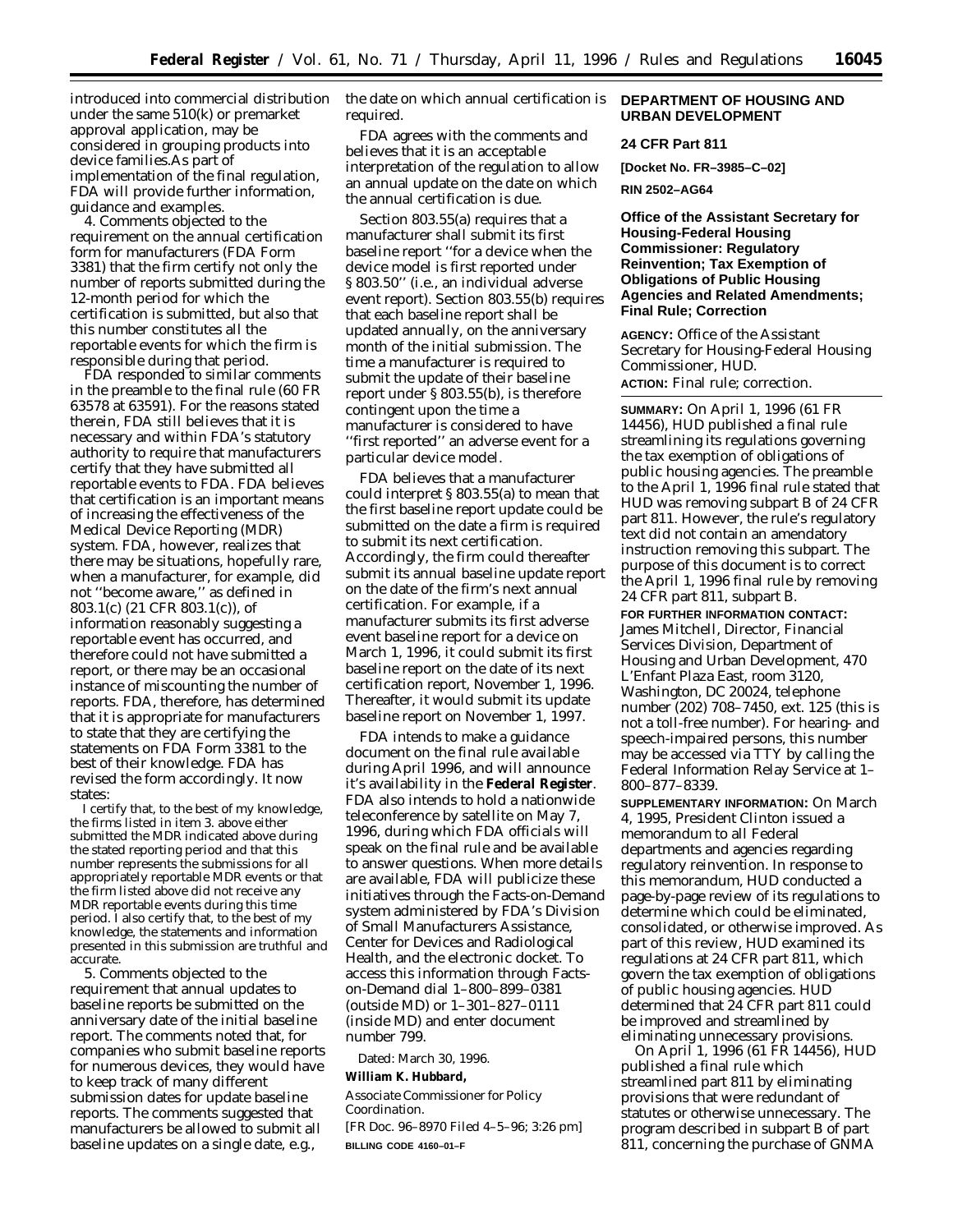introduced into commercial distribution under the same 510(k) or premarket approval application, may be considered in grouping products into device families.As part of implementation of the final regulation, FDA will provide further information, guidance and examples.

4. Comments objected to the requirement on the annual certification form for manufacturers (FDA Form 3381) that the firm certify not only the number of reports submitted during the 12-month period for which the certification is submitted, but also that this number constitutes all the reportable events for which the firm is responsible during that period.

FDA responded to similar comments in the preamble to the final rule (60 FR 63578 at 63591). For the reasons stated therein, FDA still believes that it is necessary and within FDA's statutory authority to require that manufacturers certify that they have submitted all reportable events to FDA. FDA believes that certification is an important means of increasing the effectiveness of the Medical Device Reporting (MDR) system. FDA, however, realizes that there may be situations, hopefully rare, when a manufacturer, for example, did not ''become aware,'' as defined in 803.1(c) (21 CFR 803.1(c)), of information reasonably suggesting a reportable event has occurred, and therefore could not have submitted a report, or there may be an occasional instance of miscounting the number of reports. FDA, therefore, has determined that it is appropriate for manufacturers to state that they are certifying the statements on FDA Form 3381 to the best of their knowledge. FDA has revised the form accordingly. It now states:

I certify that, to the best of my knowledge, the firms listed in item 3. above either submitted the MDR indicated above during the stated reporting period and that this number represents the submissions for all appropriately reportable MDR events or that the firm listed above did not receive any MDR reportable events during this time period. I also certify that, to the best of my knowledge, the statements and information presented in this submission are truthful and accurate.

5. Comments objected to the requirement that annual updates to baseline reports be submitted on the anniversary date of the initial baseline report. The comments noted that, for companies who submit baseline reports for numerous devices, they would have to keep track of many different submission dates for update baseline reports. The comments suggested that manufacturers be allowed to submit all baseline updates on a single date, e.g., the date on which annual certification is required.

FDA agrees with the comments and believes that it is an acceptable interpretation of the regulation to allow an annual update on the date on which the annual certification is due.

Section 803.55(a) requires that a manufacturer shall submit its first baseline report ''for a device when the device model is first reported under § 803.50'' (i.e., an individual adverse event report). Section 803.55(b) requires that each baseline report shall be updated annually, on the anniversary month of the initial submission. The time a manufacturer is required to submit the update of their baseline report under § 803.55(b), is therefore contingent upon the time a manufacturer is considered to have ''first reported'' an adverse event for a particular device model.

FDA believes that a manufacturer could interpret § 803.55(a) to mean that the first baseline report update could be submitted on the date a firm is required to submit its next certification. Accordingly, the firm could thereafter submit its annual baseline update report on the date of the firm's next annual certification. For example, if a manufacturer submits its first adverse event baseline report for a device on March 1, 1996, it could submit its first baseline report on the date of its next certification report, November 1, 1996. Thereafter, it would submit its update baseline report on November 1, 1997.

FDA intends to make a guidance document on the final rule available during April 1996, and will announce it's availability in the **Federal Register**. FDA also intends to hold a nationwide teleconference by satellite on May 7, 1996, during which FDA officials will speak on the final rule and be available to answer questions. When more details are available, FDA will publicize these initiatives through the Facts-on-Demand system administered by FDA's Division of Small Manufacturers Assistance, Center for Devices and Radiological Health, and the electronic docket. To access this information through Facts-on-Demand dial 1–800–899–0381 (outside MD) or 1–301–827–0111 (inside MD) and enter document number 799.

Dated: March 30, 1996.

**William K. Hubbard,**

*Associate Commissioner for Policy Coordination.*

[FR Doc. 96–8970 Filed 4–5–96; 3:26 pm]

**BILLING CODE 4160–01–F**

**DEPARTMENT OF HOUSING AND URBAN DEVELOPMENT**

**24 CFR Part 811**

**[Docket No. FR–3985–C–02]**

**RIN 2502–AG64**

**Office of the Assistant Secretary for Housing-Federal Housing Commissioner: Regulatory Reinvention; Tax Exemption of Obligations of Public Housing Agencies and Related Amendments; Final Rule; Correction**

**AGENCY:** Office of the Assistant Secretary for Housing-Federal Housing Commissioner, HUD.

**ACTION:** Final rule; correction.

**SUMMARY:** On April 1, 1996 (61 FR 14456), HUD published a final rule streamlining its regulations governing the tax exemption of obligations of public housing agencies. The preamble to the April 1, 1996 final rule stated that HUD was removing subpart B of 24 CFR part 811. However, the rule's regulatory text did not contain an amendatory instruction removing this subpart. The purpose of this document is to correct the April 1, 1996 final rule by removing 24 CFR part 811, subpart B.

**FOR FURTHER INFORMATION CONTACT:** James Mitchell, Director, Financial Services Division, Department of Housing and Urban Development, 470 L'Enfant Plaza East, room 3120, Washington, DC 20024, telephone number (202) 708–7450, ext. 125 (this is not a toll-free number). For hearing- and speech-impaired persons, this number may be accessed via TTY by calling the Federal Information Relay Service at 1–800–877–8339.

**SUPPLEMENTARY INFORMATION:** On March 4, 1995, President Clinton issued a memorandum to all Federal departments and agencies regarding regulatory reinvention. In response to this memorandum, HUD conducted a page-by-page review of its regulations to determine which could be eliminated, consolidated, or otherwise improved. As part of this review, HUD examined its regulations at 24 CFR part 811, which govern the tax exemption of obligations of public housing agencies. HUD determined that 24 CFR part 811 could be improved and streamlined by eliminating unnecessary provisions.

On April 1, 1996 (61 FR 14456), HUD published a final rule which streamlined part 811 by eliminating provisions that were redundant of statutes or otherwise unnecessary. The program described in subpart B of part 811, concerning the purchase of GNMA